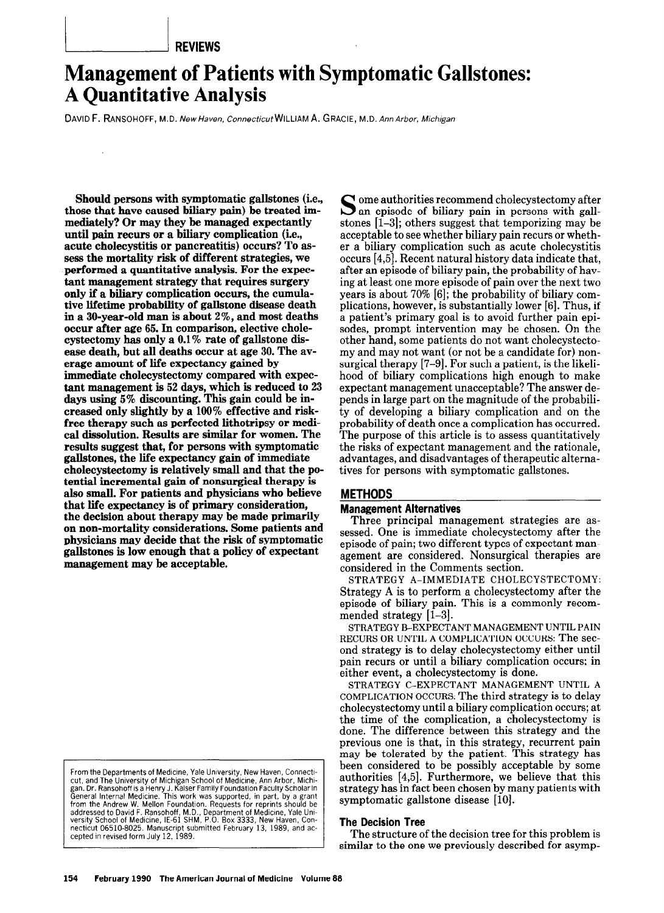REVIEWS

# Management of Patients with Symptomatic Gallstones: A Quantitative Analysis

DAVID F. RANSOHOFF, M.D. *New Haven, Connecticut* WILLIAM A. GRACIE, M.D. *Ann Arbor, Michigan*

**Should persons with symptomatic gallstones (i.e., those that have caused biliary pain) be treated immediately? Or may they be managed expectantly until pain recurs or a biliary complication (i.e., acute cholecystitis or pancreatitis) occurs? To assess the mortality risk of different strategies, we performed a quantitative analysis. For the expectant management strategy that requires surgery only if a biliary complication occurs, the cumulative lifetime probability of gallstone disease death in a 30-year-old man is about 2%, and most deaths occur after age 65. In comparison, elective cholecystectomy has only a 0.1% rate of gallstone disease death, but all deaths occur at age 30. The average amount of life expectancy gained by immediate cholecystectomy compared with expectant management is 52 days, which is reduced to 23 days using 5% discounting. This gain could be increased only slightly by a 100% effective and risk-free therapy such as perfected lithotripsy or medical dissolution. Results are similar for women. The results suggest that, for persons with symptomatic gallstones, the life expectancy gain of immediate cholecystectomy is relatively small and that the potential incremental gain of nonsurgical therapy is also small. For patients and physicians who believe that life expectancy is of primary consideration, the decision about therapy may be made primarily on non-mortality considerations. Some patients and physicians may decide that the risk of symptomatic gallstones is low enough that a policy of expectant management may be acceptable.**

From the Departments of Medicine, Yale University, New Haven, Connecticut, and The University of Michigan School of Medicine, Ann Arbor, Michigan. Dr. Ransohoff is a Henry J. Kaiser Family Foundation Faculty Scholar in General Internal Medicine. This work was supported, in part, by a grant from the Andrew W. Mellon Foundation. Requests for reprints should be addressed to David F. Ransohoff, M.D., Department of Medicine, Yale University School of Medicine, IE-61 SHM, P.O. Box 3333, New Haven, Connecticut 06510-8025. Manuscript submitted February 13, 1989, and accepted in revised form July 12, 1989.

Some authorities recommend cholecystectomy after an episode of biliary pain in persons with gallstones [1–3]; others suggest that temporizing may be acceptable to see whether biliary pain recurs or whether a biliary complication such as acute cholecystitis occurs [4,5]. Recent natural history data indicate that, after an episode of biliary pain, the probability of having at least one more episode of pain over the next two years is about 70% [6]; the probability of biliary complications, however, is substantially lower [6]. Thus, if a patient's primary goal is to avoid further pain episodes, prompt intervention may be chosen. On the other hand, some patients do not want cholecystectomy and may not want (or not be a candidate for) nonsurgical therapy [7–9]. For such a patient, is the likelihood of biliary complications high enough to make expectant management unacceptable? The answer depends in large part on the magnitude of the probability of developing a biliary complication and on the probability of death once a complication has occurred. The purpose of this article is to assess quantitatively the risks of expectant management and the rationale, advantages, and disadvantages of therapeutic alternatives for persons with symptomatic gallstones.

## METHODS

### Management Alternatives

Three principal management strategies are assessed. One is immediate cholecystectomy after the episode of pain; two different types of expectant management are considered. Nonsurgical therapies are considered in the Comments section.

STRATEGY A-IMMEDIATE CHOLECYSTECTOMY: Strategy A is to perform a cholecystectomy after the episode of biliary pain. This is a commonly recommended strategy [1–3].

STRATEGY B-EXPECTANT MANAGEMENT UNTIL PAIN RECURS OR UNTIL A COMPLICATION OCCURS: The second strategy is to delay cholecystectomy either until pain recurs or until a biliary complication occurs: in either event, a cholecystectomy is done.

STRATEGY C-EXPECTANT MANAGEMENT UNTIL A COMPLICATION OCCURS: The third strategy is to delay cholecystectomy until a biliary complication occurs; at the time of the complication, a cholecystectomy is done. The difference between this strategy and the previous one is that, in this strategy, recurrent pain may be tolerated by the patient. This strategy has been considered to be possibly acceptable by some authorities [4,5]. Furthermore, we believe that this strategy has in fact been chosen by many patients with symptomatic gallstone disease [10].

### The Decision Tree

The structure of the decision tree for this problem is similar to the one we previously described for asymp-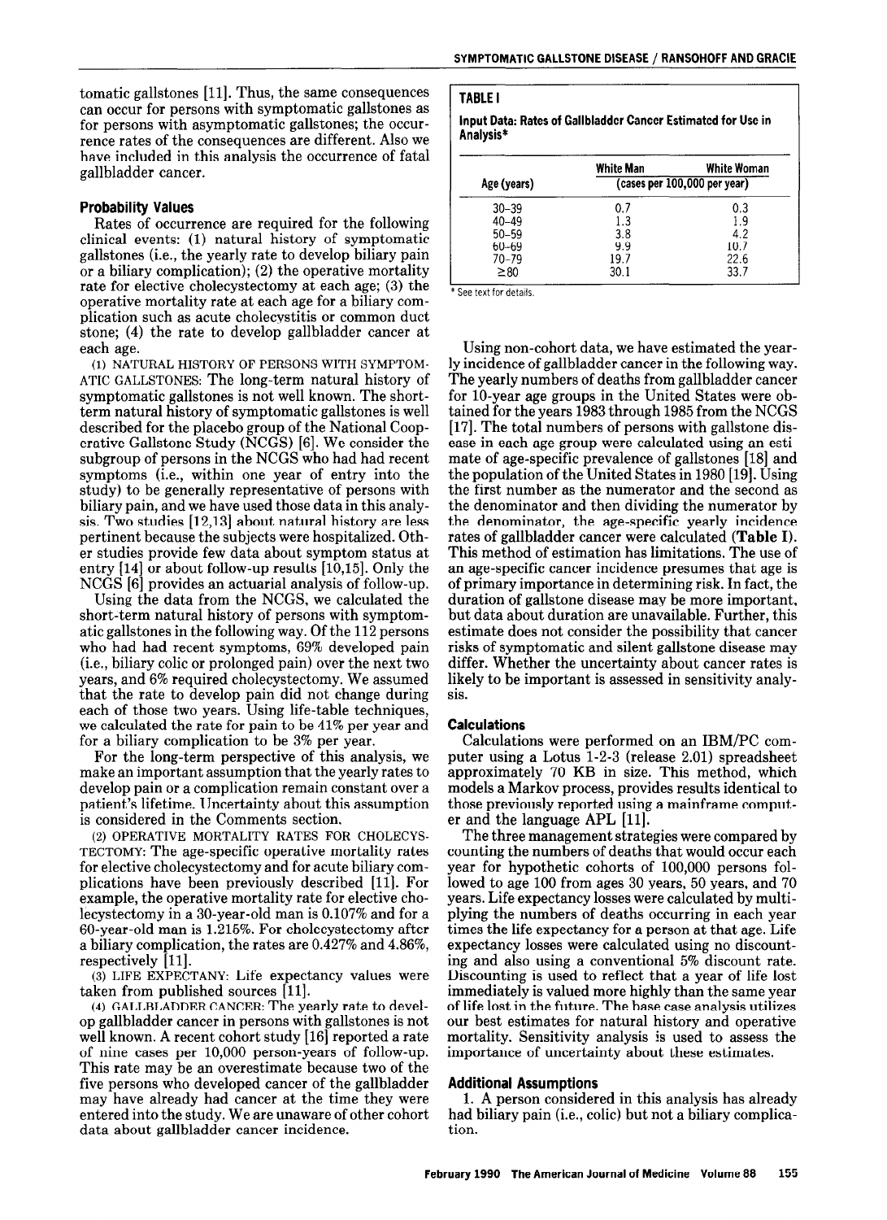tomatic gallstones [11]. Thus, the same consequences can occur for persons with symptomatic gallstones as for persons with asymptomatic gallstones; the occurrence rates of the consequences are different. Also we have included in this analysis the occurrence of fatal gallbladder cancer.

### Probability Values

Rates of occurrence are required for the following clinical events: (1) natural history of symptomatic gallstones (i.e., the yearly rate to develop biliary pain or a biliary complication); (2) the operative mortality rate for elective cholecystectomy at each age; (3) the operative mortality rate at each age for a biliary complication such as acute cholecystitis or common duct stone; (4) the rate to develop gallbladder cancer at each age.

(1) NATURAL HISTORY OF PERSONS WITH SYMPTOMATIC GALLSTONES: The long-term natural history of symptomatic gallstones is not well known. The short-term natural history of symptomatic gallstones is well described for the placebo group of the National Cooperative Gallstone Study (NCGS) [6]. We consider the subgroup of persons in the NCGS who had had recent symptoms (i.e., within one year of entry into the study) to be generally representative of persons with biliary pain, and we have used those data in this analysis. Two studies [12,13] about natural history are less pertinent because the subjects were hospitalized. Other studies provide few data about symptom status at entry [14] or about follow-up results [10,15]. Only the NCGS [6] provides an actuarial analysis of follow-up.

Using the data from the NCGS, we calculated the short-term natural history of persons with symptomatic gallstones in the following way. Of the 112 persons who had had recent symptoms, 69% developed pain (i.e., biliary colic or prolonged pain) over the next two years, and 6% required cholecystectomy. We assumed that the rate to develop pain did not change during each of those two years. Using life-table techniques, we calculated the rate for pain to be 41% per year and for a biliary complication to be 3% per year.

For the long-term perspective of this analysis, we make an important assumption that the yearly rates to develop pain or a complication remain constant over a patient's lifetime. Uncertainty about this assumption is considered in the Comments section.

(2) OPERATIVE MORTALITY RATES FOR CHOLECYSTECTOMY: The age-specific operative mortality rates for elective cholecystectomy and for acute biliary complications have been previously described [11]. For example, the operative mortality rate for elective cholecystectomy in a 30-year-old man is 0.107% and for a 60-year-old man is 1.215%. For cholecystectomy after a biliary complication, the rates are 0.427% and 4.86%, respectively [11].

(3) LIFE EXPECTANY: Life expectancy values were taken from published sources [11].

(4) GALLBLADDER CANCER: The yearly rate to develop gallbladder cancer in persons with gallstones is not well known. A recent cohort study [16] reported a rate of nine cases per 10,000 person-years of follow-up. This rate may be an overestimate because two of the five persons who developed cancer of the gallbladder may have already had cancer at the time they were entered into the study. We are unaware of other cohort data about gallbladder cancer incidence.

**TABLE I**

**Input Data: Rates of Gallbladder Cancer Estimated for Use in Analysis***

| Age (years) | White Man | White Woman |
|---|---|---|
| | (cases per 100,000 per year) | |
| 30–39 | 0.7 | 0.3 |
| 40–49 | 1.3 | 1.9 |
| 50–59 | 3.8 | 4.2 |
| 60–69 | 9.9 | 10.7 |
| 70–79 | 19.7 | 22.6 |
| ≥80 | 30.1 | 33.7 |

\* See text for details.

Using non-cohort data, we have estimated the yearly incidence of gallbladder cancer in the following way. The yearly numbers of deaths from gallbladder cancer for 10-year age groups in the United States were obtained for the years 1983 through 1985 from the NCGS [17]. The total numbers of persons with gallstone disease in each age group were calculated using an estimate of age-specific prevalence of gallstones [18] and the population of the United States in 1980 [19]. Using the first number as the numerator and the second as the denominator and then dividing the numerator by the denominator, the age-specific yearly incidence rates of gallbladder cancer were calculated (**Table I**). This method of estimation has limitations. The use of an age-specific cancer incidence presumes that age is of primary importance in determining risk. In fact, the duration of gallstone disease may be more important, but data about duration are unavailable. Further, this estimate does not consider the possibility that cancer risks of symptomatic and silent gallstone disease may differ. Whether the uncertainty about cancer rates is likely to be important is assessed in sensitivity analysis.

### Calculations

Calculations were performed on an IBM/PC computer using a Lotus 1-2-3 (release 2.01) spreadsheet approximately 70 KB in size. This method, which models a Markov process, provides results identical to those previously reported using a mainframe computer and the language APL [11].

The three management strategies were compared by counting the numbers of deaths that would occur each year for hypothetic cohorts of 100,000 persons followed to age 100 from ages 30 years, 50 years, and 70 years. Life expectancy losses were calculated by multiplying the numbers of deaths occurring in each year times the life expectancy for a person at that age. Life expectancy losses were calculated using no discounting and also using a conventional 5% discount rate. Discounting is used to reflect that a year of life lost immediately is valued more highly than the same year of life lost in the future. The base case analysis utilizes our best estimates for natural history and operative mortality. Sensitivity analysis is used to assess the importance of uncertainty about these estimates.

### Additional Assumptions

1. A person considered in this analysis has already had biliary pain (i.e., colic) but not a biliary complication.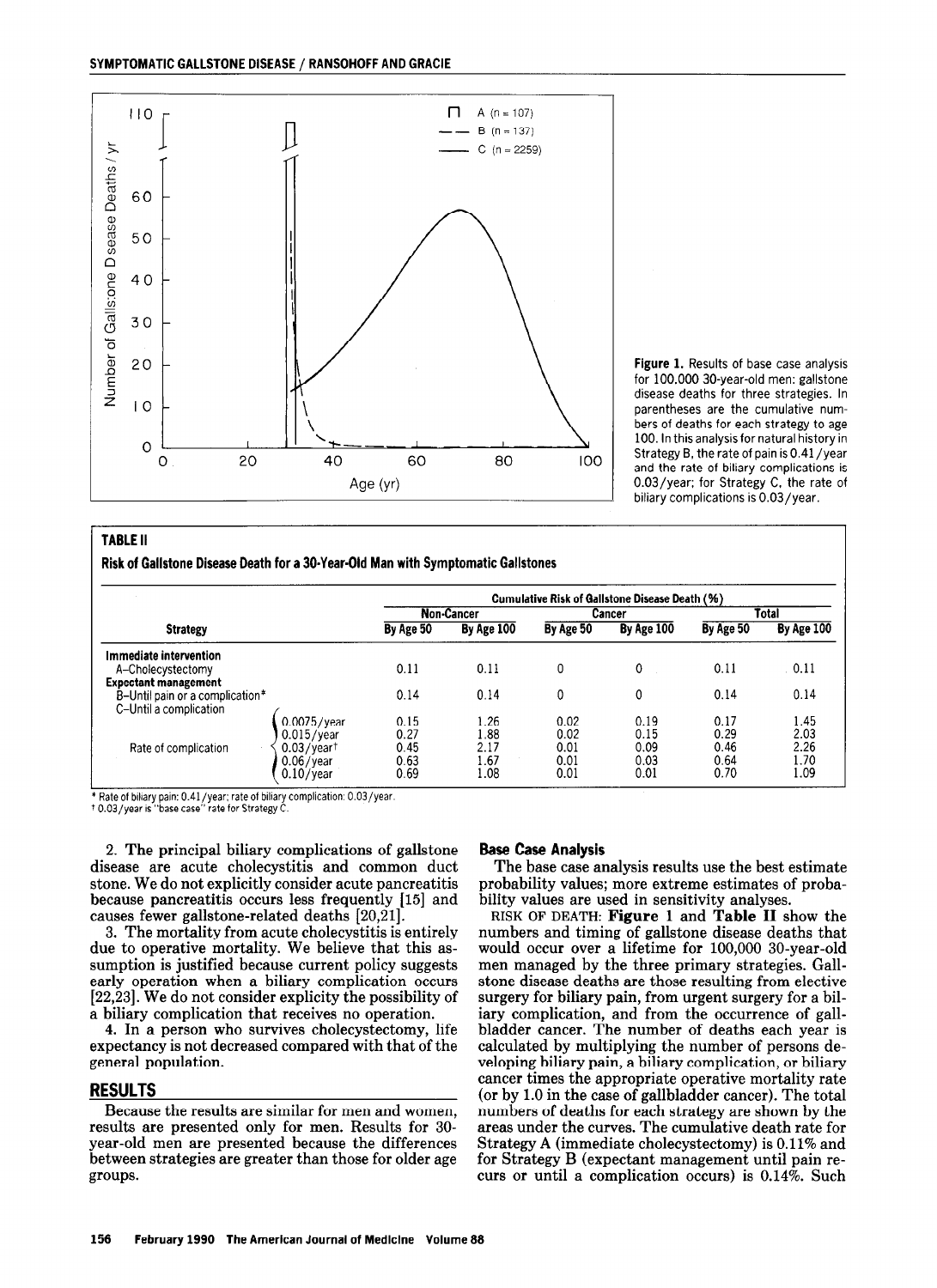Figure 1. Results of base case analysis for 100,000 30-year-old men: gallstone disease deaths for three strategies. In parentheses are the cumulative numbers of deaths for each strategy to age 100. In this analysis for natural history in Strategy B, the rate of pain is 0.41/year and the rate of biliary complications is 0.03/year; for Strategy C, the rate of biliary complications is 0.03/year.

**TABLE II**

**Risk of Gallstone Disease Death for a 30-Year-Old Man with Symptomatic Gallstones**

| Strategy | | Cumulative Risk of Gallstone Disease Death (%) | | | | | |
|---|---|---|---|---|---|---|---|
| | | Non-Cancer | | Cancer | | Total | |
| | | By Age 50 | By Age 100 | By Age 50 | By Age 100 | By Age 50 | By Age 100 |
| **Immediate intervention** | | | | | | | |
| A–Cholecystectomy | | 0.11 | 0.11 | 0 | 0 | 0.11 | 0.11 |
| **Expectant management** | | | | | | | |
| B–Until pain or a complication* | | 0.14 | 0.14 | 0 | 0 | 0.14 | 0.14 |
| C–Until a complication | | | | | | | |
| Rate of complication | 0.0075/year | 0.15 | 1.26 | 0.02 | 0.19 | 0.17 | 1.45 |
| | 0.015/year | 0.27 | 1.88 | 0.02 | 0.15 | 0.29 | 2.03 |
| | 0.03/year† | 0.45 | 2.17 | 0.01 | 0.09 | 0.46 | 2.26 |
| | 0.06/year | 0.63 | 1.67 | 0.01 | 0.03 | 0.64 | 1.70 |
| | 0.10/year | 0.69 | 1.08 | 0.01 | 0.01 | 0.70 | 1.09 |

\* Rate of biliary pain: 0.41/year; rate of biliary complication: 0.03/year.
† 0.03/year is "base case" rate for Strategy C.

2. The principal biliary complications of gallstone disease are acute cholecystitis and common duct stone. We do not explicitly consider acute pancreatitis because pancreatitis occurs less frequently [15] and causes fewer gallstone-related deaths [20,21].

3. The mortality from acute cholecystitis is entirely due to operative mortality. We believe that this assumption is justified because current policy suggests early operation when a biliary complication occurs [22,23]. We do not consider explicity the possibility of a biliary complication that receives no operation.

4. In a person who survives cholecystectomy, life expectancy is not decreased compared with that of the general population.

## RESULTS

Because the results are similar for men and women, results are presented only for men. Results for 30-year-old men are presented because the differences between strategies are greater than those for older age groups.

### Base Case Analysis

The base case analysis results use the best estimate probability values; more extreme estimates of probability values are used in sensitivity analyses.

RISK OF DEATH: **Figure 1** and **Table II** show the numbers and timing of gallstone disease deaths that would occur over a lifetime for 100,000 30-year-old men managed by the three primary strategies. Gallstone disease deaths are those resulting from elective surgery for biliary pain, from urgent surgery for a biliary complication, and from the occurrence of gallbladder cancer. The number of deaths each year is calculated by multiplying the number of persons developing biliary pain, a biliary complication, or biliary cancer times the appropriate operative mortality rate (or by 1.0 in the case of gallbladder cancer). The total numbers of deaths for each strategy are shown by the areas under the curves. The cumulative death rate for Strategy A (immediate cholecystectomy) is 0.11% and for Strategy B (expectant management until pain recurs or until a complication occurs) is 0.14%. Such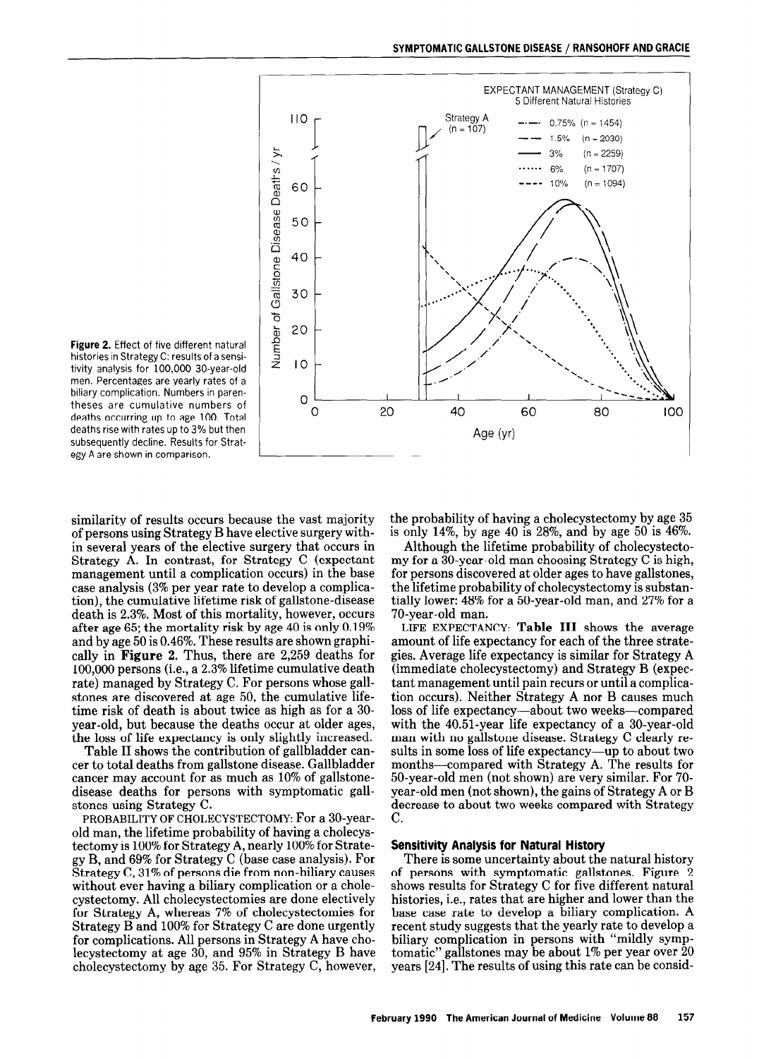**Figure 2.** Effect of five different natural histories in Strategy C: results of a sensitivity analysis for 100,000 30-year-old men. Percentages are yearly rates of a biliary complication. Numbers in parentheses are cumulative numbers of deaths occurring up to age 100. Total deaths rise with rates up to 3% but then subsequently decline. Results for Strategy A are shown in comparison.

similarity of results occurs because the vast majority of persons using Strategy B have elective surgery within several years of the elective surgery that occurs in Strategy A. In contrast, for Strategy C (expectant management until a complication occurs) in the base case analysis (3% per year rate to develop a complication), the cumulative lifetime risk of gallstone-disease death is 2.3%. Most of this mortality, however, occurs after age 65; the mortality risk by age 40 is only 0.19% and by age 50 is 0.46%. These results are shown graphically in **Figure 2**. Thus, there are 2,259 deaths for 100,000 persons (i.e., a 2.3% lifetime cumulative death rate) managed by Strategy C. For persons whose gallstones are discovered at age 50, the cumulative lifetime risk of death is about twice as high as for a 30-year-old, but because the deaths occur at older ages, the loss of life expectancy is only slightly increased.

Table II shows the contribution of gallbladder cancer to total deaths from gallstone disease. Gallbladder cancer may account for as much as 10% of gallstone-disease deaths for persons with symptomatic gallstones using Strategy C.

PROBABILITY OF CHOLECYSTECTOMY: For a 30-year-old man, the lifetime probability of having a cholecystectomy is 100% for Strategy A, nearly 100% for Strategy B, and 69% for Strategy C (base case analysis). For Strategy C, 31% of persons die from non-biliary causes without ever having a biliary complication or a cholecystectomy. All cholecystectomies are done electively for Strategy A, whereas 7% of cholecystectomies for Strategy B and 100% for Strategy C are done urgently for complications. All persons in Strategy A have cholecystectomy at age 30, and 95% in Strategy B have cholecystectomy by age 35. For Strategy C, however, the probability of having a cholecystectomy by age 35 is only 14%, by age 40 is 28%, and by age 50 is 46%.

Although the lifetime probability of cholecystectomy for a 30-year-old man choosing Strategy C is high, for persons discovered at older ages to have gallstones, the lifetime probability of cholecystectomy is substantially lower: 48% for a 50-year-old man, and 27% for a 70-year-old man.

LIFE EXPECTANCY: **Table III** shows the average amount of life expectancy for each of the three strategies. Average life expectancy is similar for Strategy A (immediate cholecystectomy) and Strategy B (expectant management until pain recurs or until a complication occurs). Neither Strategy A nor B causes much loss of life expectancy—about two weeks—compared with the 40.51-year life expectancy of a 30-year-old man with no gallstone disease. Strategy C clearly results in some loss of life expectancy—up to about two months—compared with Strategy A. The results for 50-year-old men (not shown) are very similar. For 70-year-old men (not shown), the gains of Strategy A or B decrease to about two weeks compared with Strategy C.

### Sensitivity Analysis for Natural History

There is some uncertainty about the natural history of persons with symptomatic gallstones. Figure 2 shows results for Strategy C for five different natural histories, i.e., rates that are higher and lower than the base case rate to develop a biliary complication. A recent study suggests that the yearly rate to develop a biliary complication in persons with "mildly symptomatic" gallstones may be about 1% per year over 20 years [24]. The results of using this rate can be consid-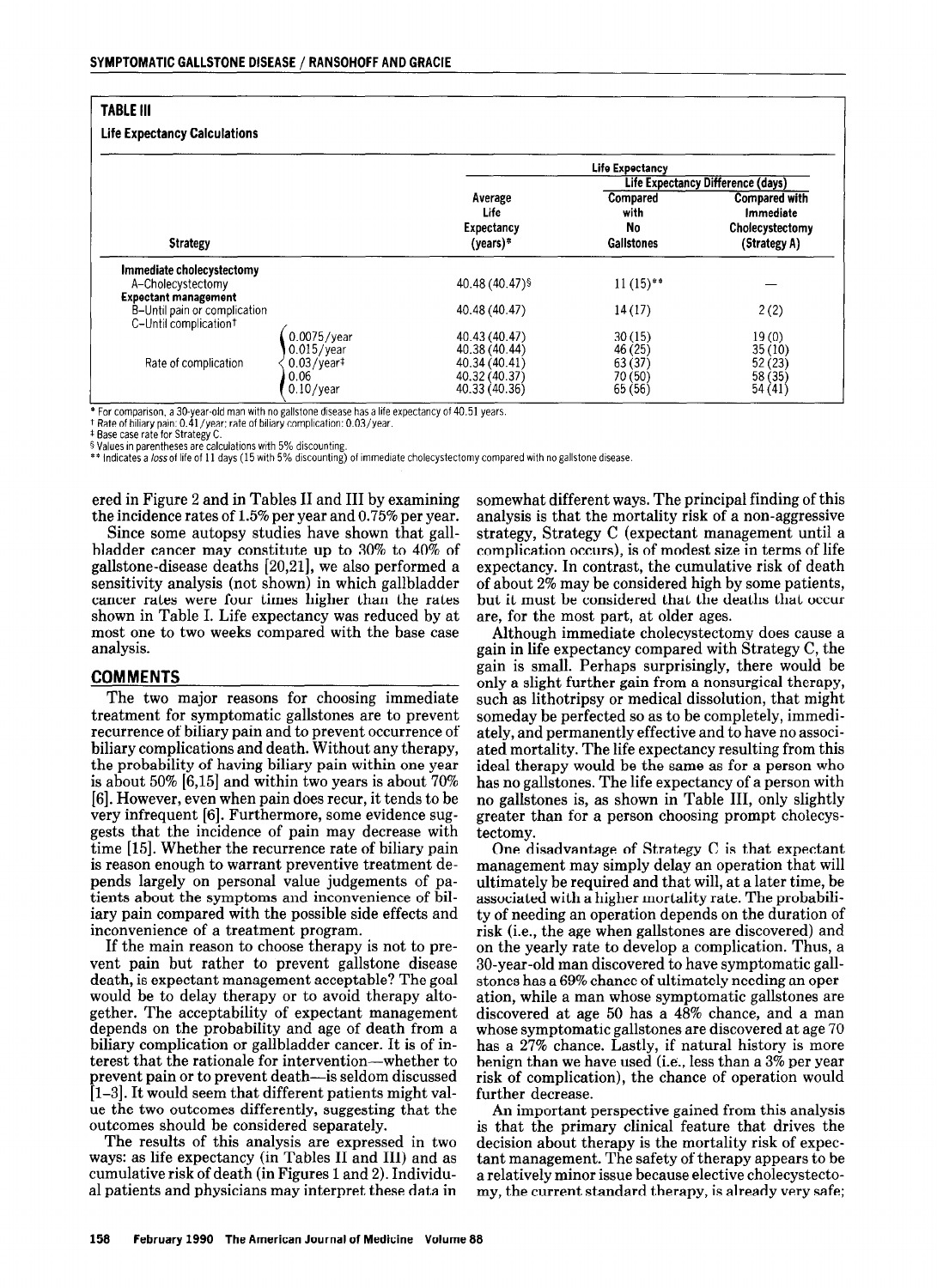**TABLE III**

**Life Expectancy Calculations**

| Strategy | | Life Expectancy | | |
|---|---|---|---|---|
| | | | Life Expectancy Difference (days) | |
| | | Average Life Expectancy (years)* | Compared with No Gallstones | Compared with Immediate Cholecystectomy (Strategy A) |
| **Immediate cholecystectomy** | | | | |
| A–Cholecystectomy | | 40.48 (40.47)§ | 11 (15)** | — |
| **Expectant management** | | | | |
| B–Until pain or complication | | 40.48 (40.47) | 14 (17) | 2 (2) |
| C–Until complication† | | | | |
| Rate of complication | 0.0075/year | 40.43 (40.47) | 30 (15) | 19 (0) |
| | 0.015/year | 40.38 (40.44) | 46 (25) | 35 (10) |
| | 0.03/year‡ | 40.34 (40.41) | 63 (37) | 52 (23) |
| | 0.06 | 40.32 (40.37) | 70 (50) | 58 (35) |
| | 0.10/year | 40.33 (40.36) | 65 (56) | 54 (41) |

* For comparison, a 30-year-old man with no gallstone disease has a life expectancy of 40.51 years.
† Rate of biliary pain: 0.41/year; rate of biliary complication: 0.03/year.
‡ Base case rate for Strategy C.
§ Values in parentheses are calculations with 5% discounting.
** Indicates a *loss* of life of 11 days (15 with 5% discounting) of immediate cholecystectomy compared with no gallstone disease.

ered in Figure 2 and in Tables II and III by examining the incidence rates of 1.5% per year and 0.75% per year.

Since some autopsy studies have shown that gallbladder cancer may constitute up to 30% to 40% of gallstone-disease deaths [20,21], we also performed a sensitivity analysis (not shown) in which gallbladder cancer rates were four times higher than the rates shown in Table I. Life expectancy was reduced by at most one to two weeks compared with the base case analysis.

## COMMENTS

The two major reasons for choosing immediate treatment for symptomatic gallstones are to prevent recurrence of biliary pain and to prevent occurrence of biliary complications and death. Without any therapy, the probability of having biliary pain within one year is about 50% [6,15] and within two years is about 70% [6]. However, even when pain does recur, it tends to be very infrequent [6]. Furthermore, some evidence suggests that the incidence of pain may decrease with time [15]. Whether the recurrence rate of biliary pain is reason enough to warrant preventive treatment depends largely on personal value judgements of patients about the symptoms and inconvenience of biliary pain compared with the possible side effects and inconvenience of a treatment program.

If the main reason to choose therapy is not to prevent pain but rather to prevent gallstone disease death, is expectant management acceptable? The goal would be to delay therapy or to avoid therapy altogether. The acceptability of expectant management depends on the probability and age of death from a biliary complication or gallbladder cancer. It is of interest that the rationale for intervention—whether to prevent pain or to prevent death—is seldom discussed [1–3]. It would seem that different patients might value the two outcomes differently, suggesting that the outcomes should be considered separately.

The results of this analysis are expressed in two ways: as life expectancy (in Tables II and III) and as cumulative risk of death (in Figures 1 and 2). Individual patients and physicians may interpret these data in somewhat different ways. The principal finding of this analysis is that the mortality risk of a non-aggressive strategy, Strategy C (expectant management until a complication occurs), is of modest size in terms of life expectancy. In contrast, the cumulative risk of death of about 2% may be considered high by some patients, but it must be considered that the deaths that occur are, for the most part, at older ages.

Although immediate cholecystectomy does cause a gain in life expectancy compared with Strategy C, the gain is small. Perhaps surprisingly, there would be only a slight further gain from a nonsurgical therapy, such as lithotripsy or medical dissolution, that might someday be perfected so as to be completely, immediately, and permanently effective and to have no associated mortality. The life expectancy resulting from this ideal therapy would be the same as for a person who has no gallstones. The life expectancy of a person with no gallstones is, as shown in Table III, only slightly greater than for a person choosing prompt cholecystectomy.

One disadvantage of Strategy C is that expectant management may simply delay an operation that will ultimately be required and that will, at a later time, be associated with a higher mortality rate. The probability of needing an operation depends on the duration of risk (i.e., the age when gallstones are discovered) and on the yearly rate to develop a complication. Thus, a 30-year-old man discovered to have symptomatic gallstones has a 69% chance of ultimately needing an operation, while a man whose symptomatic gallstones are discovered at age 50 has a 48% chance, and a man whose symptomatic gallstones are discovered at age 70 has a 27% chance. Lastly, if natural history is more benign than we have used (i.e., less than a 3% per year risk of complication), the chance of operation would further decrease.

An important perspective gained from this analysis is that the primary clinical feature that drives the decision about therapy is the mortality risk of expectant management. The safety of therapy appears to be a relatively minor issue because elective cholecystectomy, the current standard therapy, is already very safe;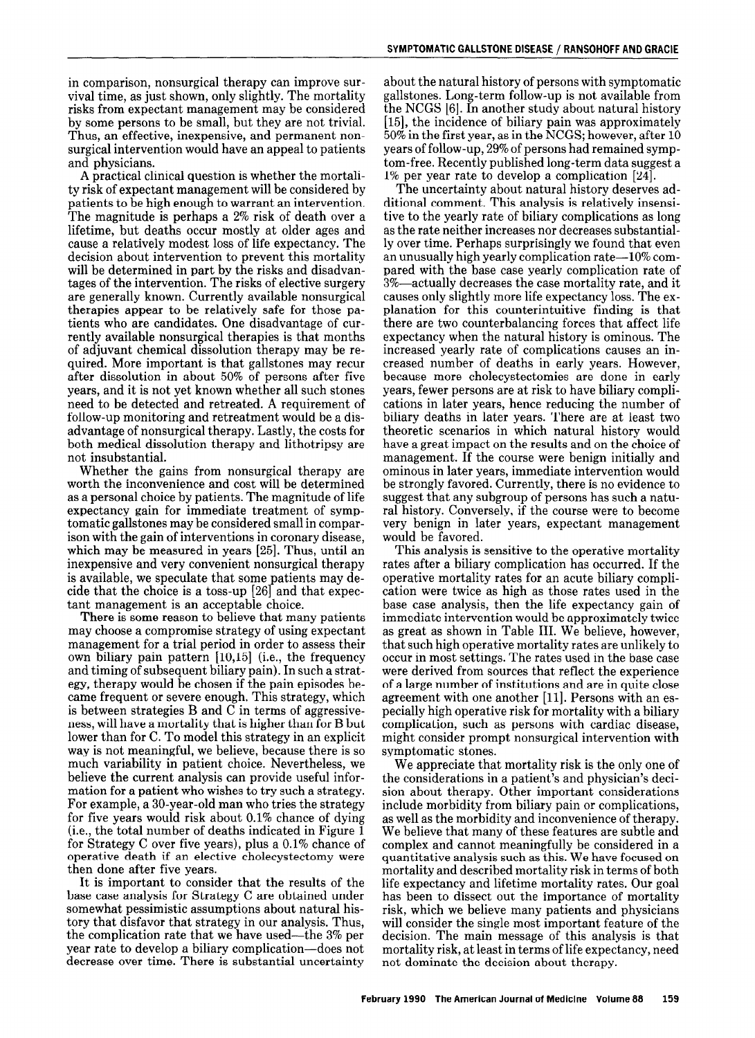in comparison, nonsurgical therapy can improve survival time, as just shown, only slightly. The mortality risks from expectant management may be considered by some persons to be small, but they are not trivial. Thus, an effective, inexpensive, and permanent nonsurgical intervention would have an appeal to patients and physicians.

A practical clinical question is whether the mortality risk of expectant management will be considered by patients to be high enough to warrant an intervention. The magnitude is perhaps a 2% risk of death over a lifetime, but deaths occur mostly at older ages and cause a relatively modest loss of life expectancy. The decision about intervention to prevent this mortality will be determined in part by the risks and disadvantages of the intervention. The risks of elective surgery are generally known. Currently available nonsurgical therapies appear to be relatively safe for those patients who are candidates. One disadvantage of currently available nonsurgical therapies is that months of adjuvant chemical dissolution therapy may be required. More important is that gallstones may recur after dissolution in about 50% of persons after five years, and it is not yet known whether all such stones need to be detected and retreated. A requirement of follow-up monitoring and retreatment would be a disadvantage of nonsurgical therapy. Lastly, the costs for both medical dissolution therapy and lithotripsy are not insubstantial.

Whether the gains from nonsurgical therapy are worth the inconvenience and cost will be determined as a personal choice by patients. The magnitude of life expectancy gain for immediate treatment of symptomatic gallstones may be considered small in comparison with the gain of interventions in coronary disease, which may be measured in years [25]. Thus, until an inexpensive and very convenient nonsurgical therapy is available, we speculate that some patients may decide that the choice is a toss-up [26] and that expectant management is an acceptable choice.

There is some reason to believe that many patients may choose a compromise strategy of using expectant management for a trial period in order to assess their own biliary pain pattern [10,15] (i.e., the frequency and timing of subsequent biliary pain). In such a strategy, therapy would be chosen if the pain episodes became frequent or severe enough. This strategy, which is between strategies B and C in terms of aggressiveness, will have a mortality that is higher than for B but lower than for C. To model this strategy in an explicit way is not meaningful, we believe, because there is so much variability in patient choice. Nevertheless, we believe the current analysis can provide useful information for a patient who wishes to try such a strategy. For example, a 30-year-old man who tries the strategy for five years would risk about 0.1% chance of dying (i.e., the total number of deaths indicated in Figure 1 for Strategy C over five years), plus a 0.1% chance of operative death if an elective cholecystectomy were then done after five years.

It is important to consider that the results of the base case analysis for Strategy C are obtained under somewhat pessimistic assumptions about natural history that disfavor that strategy in our analysis. Thus, the complication rate that we have used—the 3% per year rate to develop a biliary complication—does not decrease over time. There is substantial uncertainty about the natural history of persons with symptomatic gallstones. Long-term follow-up is not available from the NCGS [6]. In another study about natural history [15], the incidence of biliary pain was approximately 50% in the first year, as in the NCGS; however, after 10 years of follow-up, 29% of persons had remained symptom-free. Recently published long-term data suggest a 1% per year rate to develop a complication [24].

The uncertainty about natural history deserves additional comment. This analysis is relatively insensitive to the yearly rate of biliary complications as long as the rate neither increases nor decreases substantially over time. Perhaps surprisingly we found that even an unusually high yearly complication rate—10% compared with the base case yearly complication rate of 3%—actually decreases the case mortality rate, and it causes only slightly more life expectancy loss. The explanation for this counterintuitive finding is that there are two counterbalancing forces that affect life expectancy when the natural history is ominous. The increased yearly rate of complications causes an increased number of deaths in early years. However, because more cholecystectomies are done in early years, fewer persons are at risk to have biliary complications in later years, hence reducing the number of biliary deaths in later years. There are at least two theoretic scenarios in which natural history would have a great impact on the results and on the choice of management. If the course were benign initially and ominous in later years, immediate intervention would be strongly favored. Currently, there is no evidence to suggest that any subgroup of persons has such a natural history. Conversely, if the course were to become very benign in later years, expectant management would be favored.

This analysis is sensitive to the operative mortality rates after a biliary complication has occurred. If the operative mortality rates for an acute biliary complication were twice as high as those rates used in the base case analysis, then the life expectancy gain of immediate intervention would be approximately twice as great as shown in Table III. We believe, however, that such high operative mortality rates are unlikely to occur in most settings. The rates used in the base case were derived from sources that reflect the experience of a large number of institutions and are in quite close agreement with one another [11]. Persons with an especially high operative risk for mortality with a biliary complication, such as persons with cardiac disease, might consider prompt nonsurgical intervention with symptomatic stones.

We appreciate that mortality risk is the only one of the considerations in a patient's and physician's decision about therapy. Other important considerations include morbidity from biliary pain or complications, as well as the morbidity and inconvenience of therapy. We believe that many of these features are subtle and complex and cannot meaningfully be considered in a quantitative analysis such as this. We have focused on mortality and described mortality risk in terms of both life expectancy and lifetime mortality rates. Our goal has been to dissect out the importance of mortality risk, which we believe many patients and physicians will consider the single most important feature of the decision. The main message of this analysis is that mortality risk, at least in terms of life expectancy, need not dominate the decision about therapy.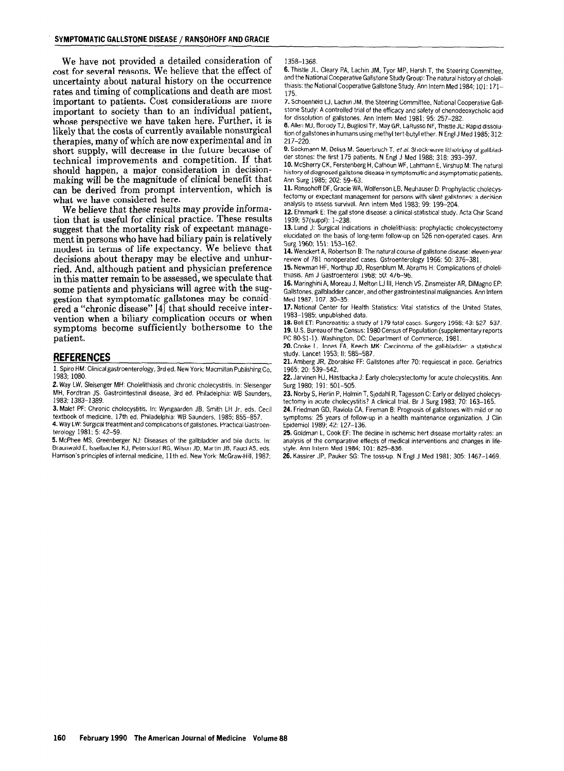We have not provided a detailed consideration of cost for several reasons. We believe that the effect of uncertainty about natural history on the occurrence rates and timing of complications and death are most important to patients. Cost considerations are more important to society than to an individual patient, whose perspective we have taken here. Further, it is likely that the costs of currently available nonsurgical therapies, many of which are now experimental and in short supply, will decrease in the future because of technical improvements and competition. If that should happen, a major consideration in decision-making will be the magnitude of clinical benefit that can be derived from prompt intervention, which is what we have considered here.

We believe that these results may provide information that is useful for clinical practice. These results suggest that the mortality risk of expectant management in persons who have had biliary pain is relatively modest in terms of life expectancy. We believe that decisions about therapy may be elective and unhurried. And, although patient and physician preference in this matter remain to be assessed, we speculate that some patients and physicians will agree with the suggestion that symptomatic gallstones may be considered a "chronic disease" [4] that should receive intervention when a biliary complication occurs or when symptoms become sufficiently bothersome to the patient.

## REFERENCES

1. Spiro HM: Clinical gastroenterology, 3rd ed. New York: Macmillan Publishing Co, 1983; 1080.
2. Way LW, Sleisenger MH: Cholelithiasis and chronic cholecystitis. In: Sleisenger MH, Fordtran JS. Gastrointestinal disease, 3rd ed. Philadelphia: WB Saunders, 1983; 1383–1389.
3. Malet PF: Chronic cholecystitis. In: Wyngaarden JB, Smith LH Jr, eds. Cecil textbook of medicine, 17th ed. Philadelphia: WB Saunders, 1985; 855–857.
4. Way LW: Surgical treatment and complications of gallstones. Practical Gastroenterology 1981; 5: 42–59.
5. McPhee MS, Greenberger NJ: Diseases of the gallbladder and bile ducts. In: Braunwald E, Isselbacher KJ, Petersdorf RG, Wilson JD, Martin JB, Fauci AS, eds. Harrison's principles of internal medicine, 11th ed. New York: McGraw-Hill, 1987; 1358–1368.
6. Thistle JL, Cleary PA, Lachin JM, Tyor MP, Hersh T, the Steering Committee, and the National Cooperative Gallstone Study Group: The natural history of cholelithiasis: the National Cooperative Gallstone Study. Ann Intern Med 1984; 101: 171–175.
7. Schoenfield LJ, Lachin JM, the Steering Committee, National Cooperative Gallstone Study: A controlled trial of the efficacy and safety of chenodeoxycholic acid for dissolution of gallstones. Ann Intern Med 1981; 95: 257–282.
8. Allen MJ, Borody TJ, Bugliosi TF, May GR, LaRusso NF, Thistle JL: Rapid dissolution of gallstones in humans using methyl tert-butyl ether. N Engl J Med 1985; 312: 217–220.
9. Sackmann M, Delius M, Sauerbruch T, *et al.* Shock-wave lithotripsy of gallbladder stones: the first 175 patients. N Engl J Med 1988; 318: 393–397.
10. McSherry CK, Ferstenberg H, Calhoun WF, Lahmann E, Virshup M: The natural history of diagnosed gallstone disease in symptomatic and asymptomatic patients. Ann Surg 1985; 202: 59–63.
11. Ransohoff DF, Gracie WA, Wolfenson LB, Neuhauser D: Prophylactic cholecystectomy or expectant management for persons with silent gallstones: a decision analysis to assess survival. Ann Intern Med 1983; 99: 199–204.
12. Ehnmark E: The gall stone disease: a clinical-statistical study. Acta Chir Scand 1939; 57(suppl): 1–238.
13. Lund J: Surgical indications in cholelithiasis: prophylactic cholecystectomy elucidated on the basis of long-term follow-up on 526 non-operated cases. Ann Surg 1960; 151: 153–162.
14. Wenckert A, Robertson B: The natural course of gallstone disease: eleven-year review of 781 nonoperated cases. Gstroenterology 1966; 50: 376–381.
15. Newman HF, Northup JD, Rosenblum M, Abrams H: Complications of cholelithiasis. Am J Gastroenterol 1968; 50: 476–96.
16. Maringhini A, Moreau J, Melton LJ III, Hench VS, Zinsmeister AR, DiMagno EP: Gallstones, gallbladder cancer, and other gastrointestinal malignancies. Ann Intern Med 1987; 107: 30–35.
17. National Center for Health Statistics: Vital statistics of the United States, 1983–1985; unpublished data.
18. Bell ET: Pancreatitis: a study of 179 fatal cases. Surgery 1958; 43: 527–537.
19. U.S. Bureau of the Census: 1980 Census of Population (supplementary reports PC 80-S1-1). Washington, DC: Department of Commerce, 1981.
20. Cooke L, Jones FA, Keech MK: Carcinoma of the gall-bladder: a statistical study. Lancet 1953; II: 585–587.
21. Amberg JR, Zboralske FF: Gallstones after 70: requiescat in pace. Geriatrics 1965; 20: 539–542.
22. Jarvinen HJ, Hastbacka J: Early cholecystectomy for acute cholecystitis. Ann Surg 1980; 191: 501–505.
23. Norby S, Herlin P, Holmin T, Sjodahl R, Tagesson C: Early or delayed cholecystectomy in acute cholecystitis? A clinical trial. Br J Surg 1983; 70: 163–165.
24. Friedman GD, Raviola CA, Fireman B: Prognosis of gallstones with mild or no symptoms: 25 years of follow-up in a health maintenance organization. J Clin Epidemiol 1989; 42: 127–136.
25. Goldman L, Cook EF: The decline in ischemic hert disease mortality rates: an analysis of the comparative effects of medical interventions and changes in lifestyle. Ann Intern Med 1984; 101: 825–836.
26. Kassirer JP, Pauker SG: The toss-up. N Engl J Med 1981; 305: 1467–1469.